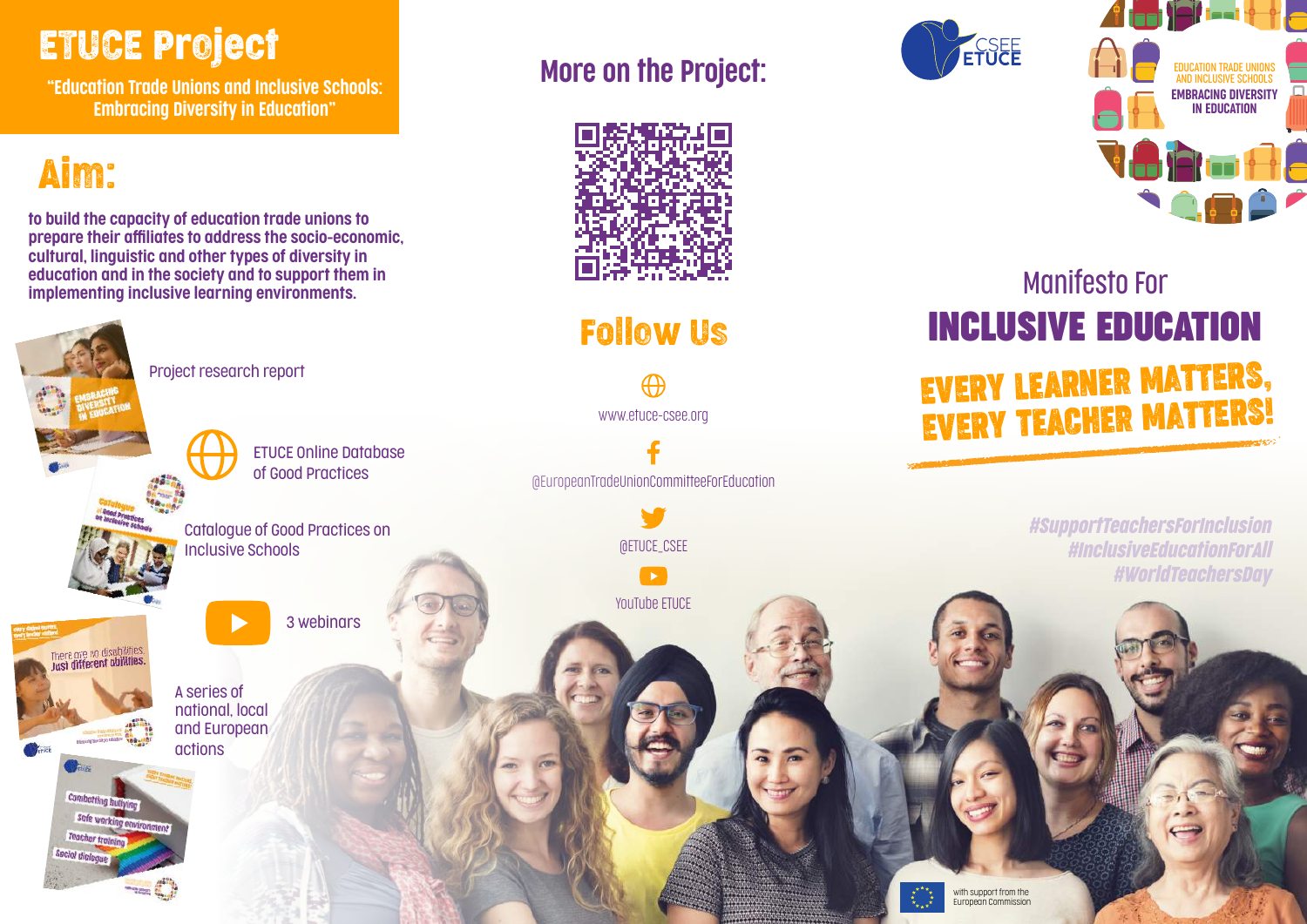# ETUCE Project

"Education Trade Unions and Inclusive Schools: Embracing Diversity in Education"

## Aim:

**to build the capacity of education trade unions to prepare their affiliates to address the socio-economic, cultural, linguistic and other types of diversity in education and in the society and to support them in implementing inclusive learning environments.**

- Project research report
- ETUCE Online Database of Good Practices
- Catalogue of Good Practices on Inclusive Schools
- 3 webinars
- A series of national, local and European actions

## More on the Project:

## Follow Us

www.etuce-csee.org

@EuropeanTradeUnionCommitteeForEducation

@ETUCE_CSEE

YouTube ETUCE

CSEE ETUCE

EDUCATION TRADE UNIONS AND INCLUSIVE SCHOOLS

EMBRACING DIVERSITY IN EDUCATION

Manifesto For

# INCLUSIVE EDUCATION

## EVERY LEARNER MATTERS, EVERY TEACHER MATTERS!

#SupportTeachersForInclusion
#InclusiveEducationForAll
#WorldTeachersDay

with support from the European Commission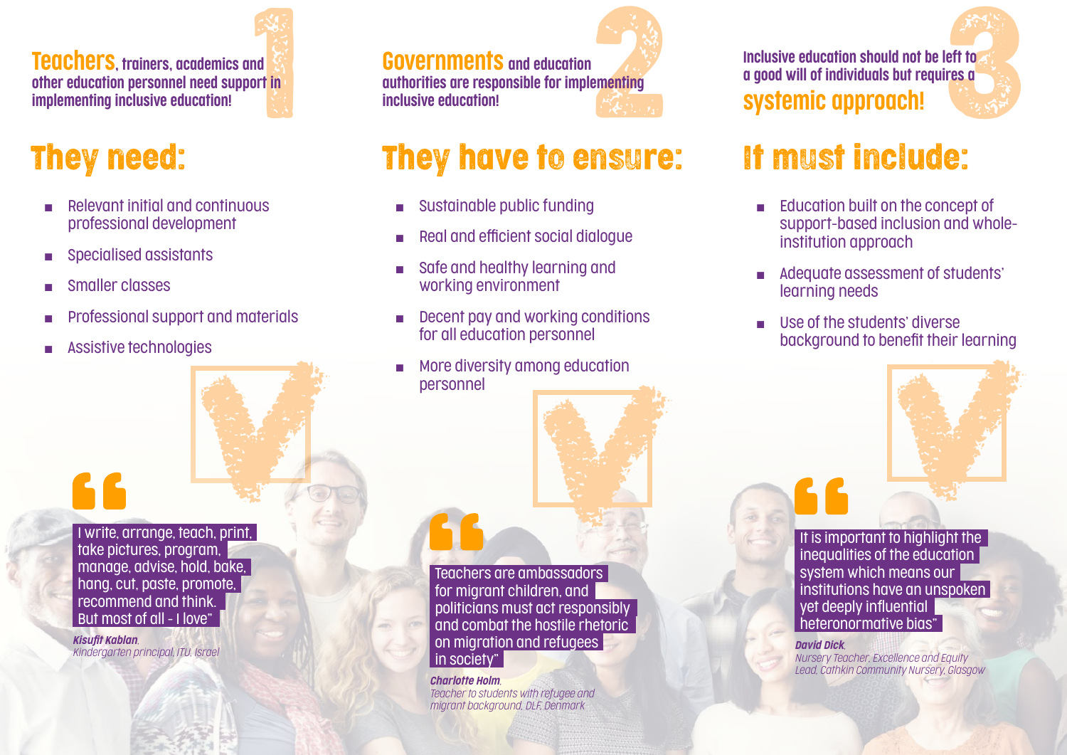**Teachers, trainers, academics and other education personnel need support in implementing inclusive education!**

## They need:

- Relevant initial and continuous professional development
- Specialised assistants
- Smaller classes
- Professional support and materials
- Assistive technologies

> "I write, arrange, teach, print, take pictures, program, manage, advise, hold, bake, hang, cut, paste, promote, recommend and think. But most of all - I love"
>
> ***Kisufit Kablan***, *Kindergarten principal, ITU, Israel*

**Governments and education authorities are responsible for implementing inclusive education!**

## They have to ensure:

- Sustainable public funding
- Real and efficient social dialogue
- Safe and healthy learning and working environment
- Decent pay and working conditions for all education personnel
- More diversity among education personnel

> "Teachers are ambassadors for migrant children, and politicians must act responsibly and combat the hostile rhetoric on migration and refugees in society"
>
> ***Charlotte Holm***, *Teacher to students with refugee and migrant background, DLF, Denmark*

**Inclusive education should not be left to a good will of individuals but requires a systemic approach!**

## It must include:

- Education built on the concept of support-based inclusion and whole-institution approach
- Adequate assessment of students' learning needs
- Use of the students' diverse background to benefit their learning

> "It is important to highlight the inequalities of the education system which means our institutions have an unspoken yet deeply influential heteronormative bias"
>
> ***David Dick***, *Nursery Teacher, Excellence and Equity Lead, Cathkin Community Nursery, Glasgow*